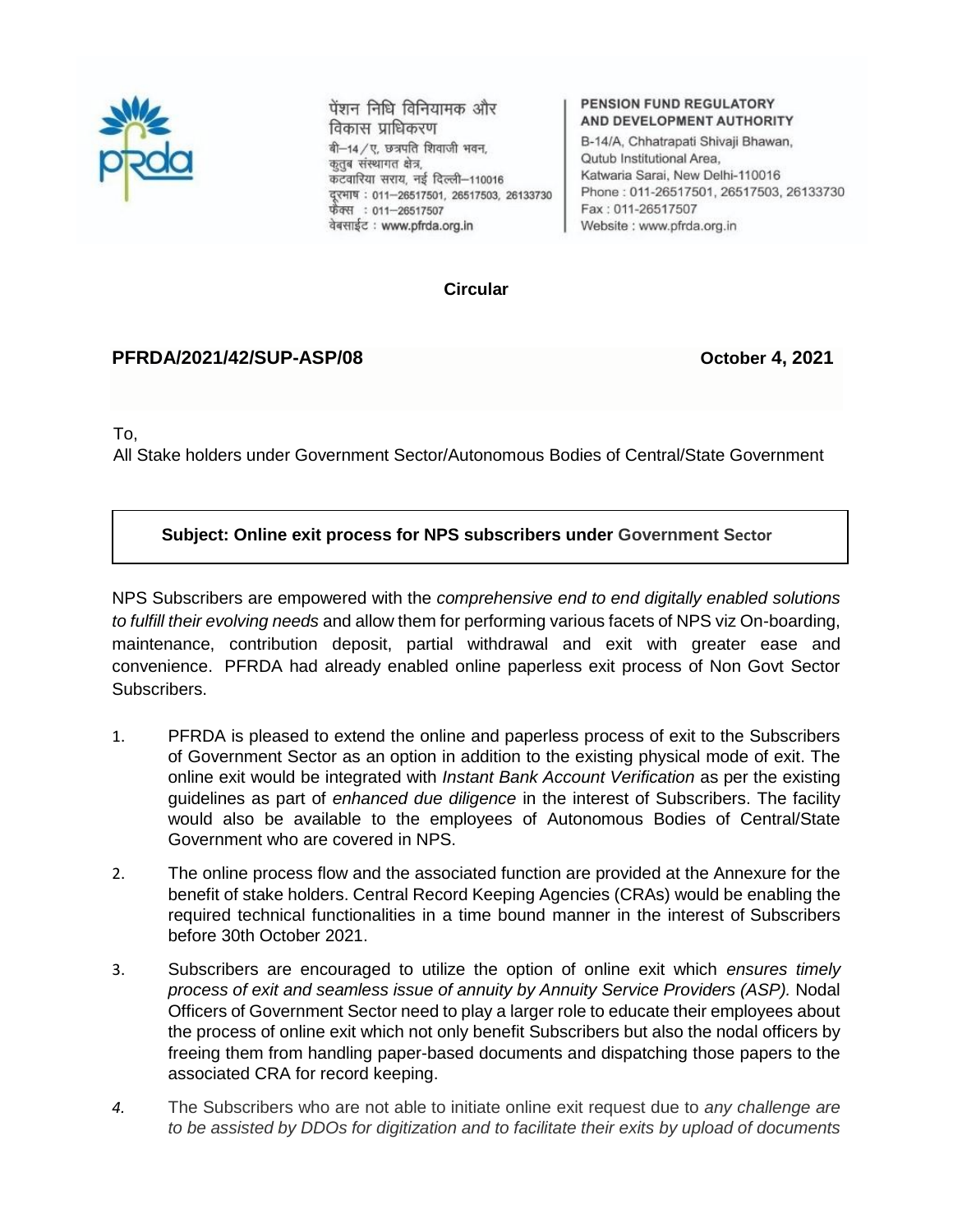पेंशन निधि विनियामक और विकास प्राधिकरण
बी–14/ए, छत्रपति शिवाजी भवन,
कुतुब संस्थागत क्षेत्र,
कटवारिया सराय, नई दिल्ली–110016
दूरभाष : 011–26517501, 26517503, 26133730
फैक्स : 011–26517507
वेबसाईट : www.pfrda.org.in

**PENSION FUND REGULATORY AND DEVELOPMENT AUTHORITY**
B-14/A, Chhatrapati Shivaji Bhawan,
Qutub Institutional Area,
Katwaria Sarai, New Delhi-110016
Phone : 011-26517501, 26517503, 26133730
Fax : 011-26517507
Website : www.pfrda.org.in

**Circular**

**PFRDA/2021/42/SUP-ASP/08** **October 4, 2021**

To,
All Stake holders under Government Sector/Autonomous Bodies of Central/State Government

**Subject: Online exit process for NPS subscribers under Government Sector**

NPS Subscribers are empowered with the *comprehensive end to end digitally enabled solutions to fulfill their evolving needs* and allow them for performing various facets of NPS viz On-boarding, maintenance, contribution deposit, partial withdrawal and exit with greater ease and convenience. PFRDA had already enabled online paperless exit process of Non Govt Sector Subscribers.

1. PFRDA is pleased to extend the online and paperless process of exit to the Subscribers of Government Sector as an option in addition to the existing physical mode of exit. The online exit would be integrated with *Instant Bank Account Verification* as per the existing guidelines as part of *enhanced due diligence* in the interest of Subscribers. The facility would also be available to the employees of Autonomous Bodies of Central/State Government who are covered in NPS.

2. The online process flow and the associated function are provided at the Annexure for the benefit of stake holders. Central Record Keeping Agencies (CRAs) would be enabling the required technical functionalities in a time bound manner in the interest of Subscribers before 30th October 2021.

3. Subscribers are encouraged to utilize the option of online exit which *ensures timely process of exit and seamless issue of annuity by Annuity Service Providers (ASP).* Nodal Officers of Government Sector need to play a larger role to educate their employees about the process of online exit which not only benefit Subscribers but also the nodal officers by freeing them from handling paper-based documents and dispatching those papers to the associated CRA for record keeping.

4. The Subscribers who are not able to initiate online exit request due to *any challenge are to be assisted by DDOs for digitization and to facilitate their exits by upload of documents*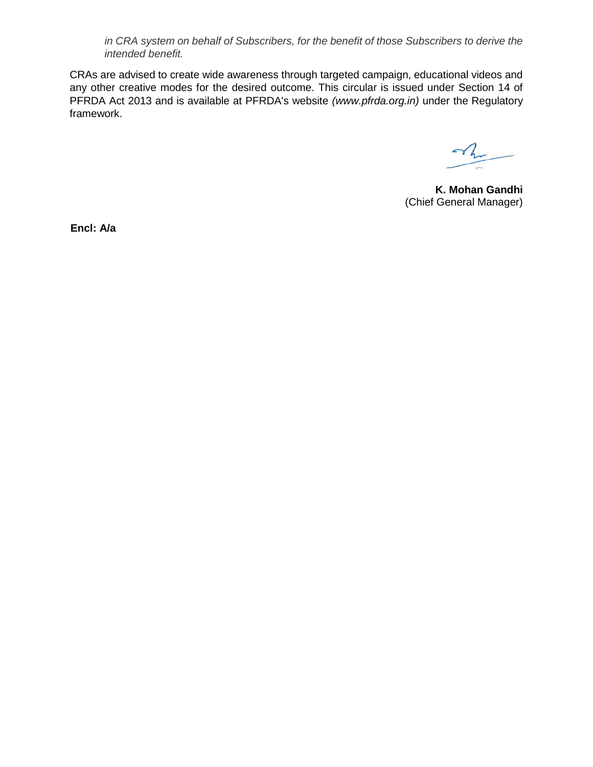*in CRA system on behalf of Subscribers, for the benefit of those Subscribers to derive the intended benefit.*

CRAs are advised to create wide awareness through targeted campaign, educational videos and any other creative modes for the desired outcome. This circular is issued under Section 14 of PFRDA Act 2013 and is available at PFRDA's website *(www.pfrda.org.in)* under the Regulatory framework.

**K. Mohan Gandhi**
(Chief General Manager)

**Encl: A/a**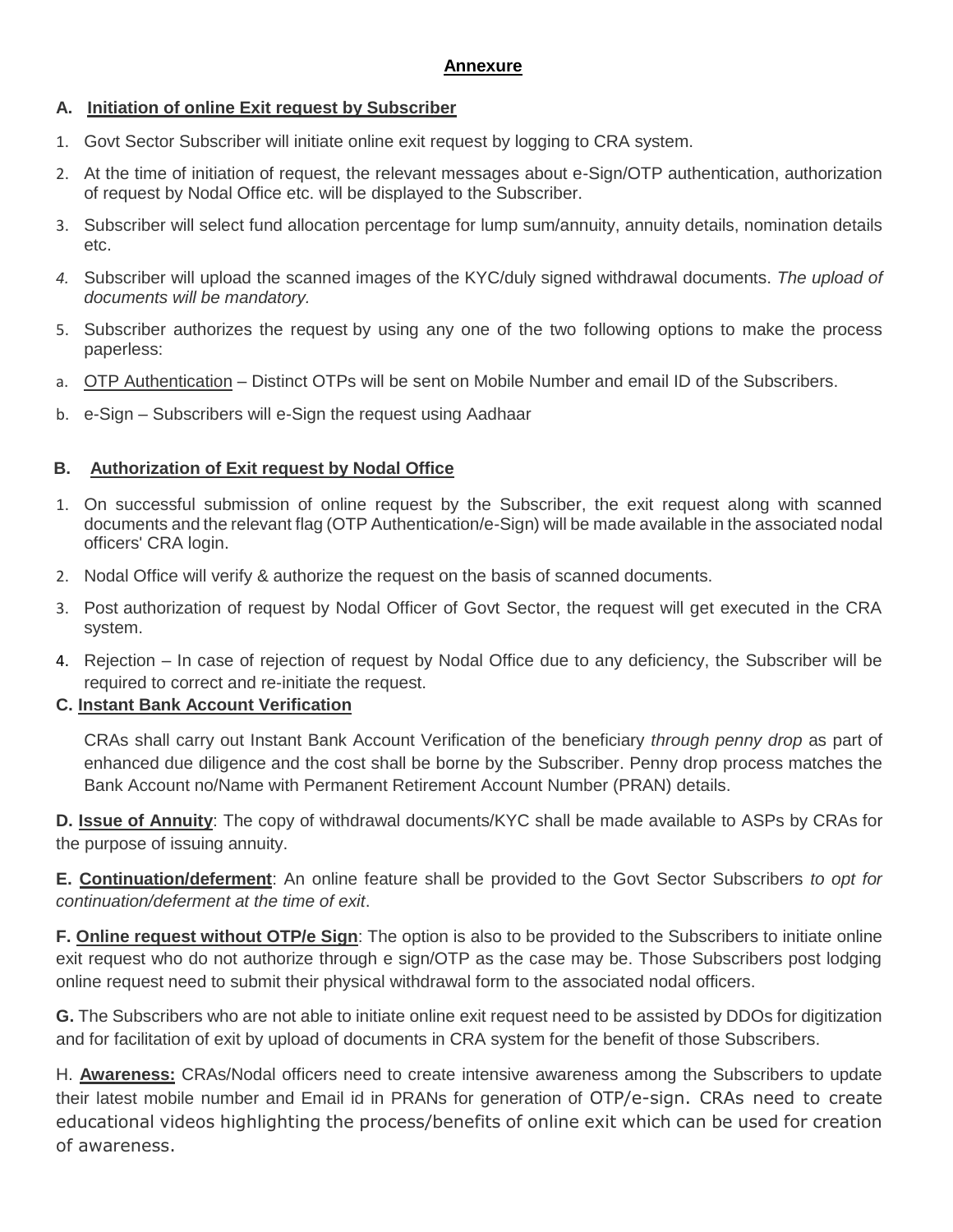## Annexure

### A. Initiation of online Exit request by Subscriber

1. Govt Sector Subscriber will initiate online exit request by logging to CRA system.
2. At the time of initiation of request, the relevant messages about e-Sign/OTP authentication, authorization of request by Nodal Office etc. will be displayed to the Subscriber.
3. Subscriber will select fund allocation percentage for lump sum/annuity, annuity details, nomination details etc.
4. Subscriber will upload the scanned images of the KYC/duly signed withdrawal documents. *The upload of documents will be mandatory.*
5. Subscriber authorizes the request by using any one of the two following options to make the process paperless:

   a. OTP Authentication – Distinct OTPs will be sent on Mobile Number and email ID of the Subscribers.

   b. e-Sign – Subscribers will e-Sign the request using Aadhaar

### B. Authorization of Exit request by Nodal Office

1. On successful submission of online request by the Subscriber, the exit request along with scanned documents and the relevant flag (OTP Authentication/e-Sign) will be made available in the associated nodal officers' CRA login.
2. Nodal Office will verify & authorize the request on the basis of scanned documents.
3. Post authorization of request by Nodal Officer of Govt Sector, the request will get executed in the CRA system.
4. Rejection – In case of rejection of request by Nodal Office due to any deficiency, the Subscriber will be required to correct and re-initiate the request.

### C. Instant Bank Account Verification

CRAs shall carry out Instant Bank Account Verification of the beneficiary *through penny drop* as part of enhanced due diligence and the cost shall be borne by the Subscriber. Penny drop process matches the Bank Account no/Name with Permanent Retirement Account Number (PRAN) details.

**D. Issue of Annuity**: The copy of withdrawal documents/KYC shall be made available to ASPs by CRAs for the purpose of issuing annuity.

**E. Continuation/deferment**: An online feature shall be provided to the Govt Sector Subscribers *to opt for continuation/deferment at the time of exit*.

**F. Online request without OTP/e Sign**: The option is also to be provided to the Subscribers to initiate online exit request who do not authorize through e sign/OTP as the case may be. Those Subscribers post lodging online request need to submit their physical withdrawal form to the associated nodal officers.

**G.** The Subscribers who are not able to initiate online exit request need to be assisted by DDOs for digitization and for facilitation of exit by upload of documents in CRA system for the benefit of those Subscribers.

H. **Awareness:** CRAs/Nodal officers need to create intensive awareness among the Subscribers to update their latest mobile number and Email id in PRANs for generation of OTP/e-sign. CRAs need to create educational videos highlighting the process/benefits of online exit which can be used for creation of awareness.